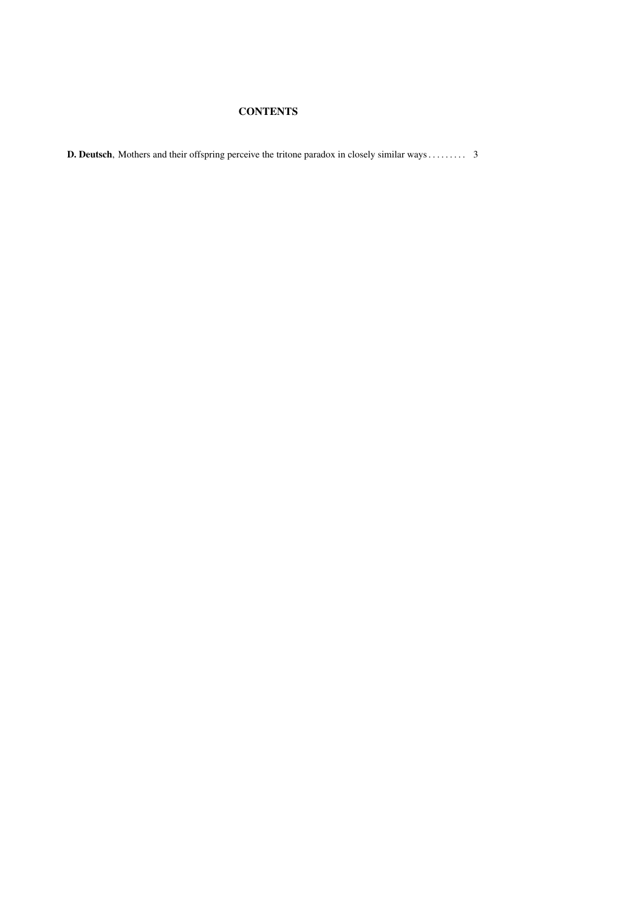# CONTENTS

**D. Deutsch**, Mothers and their offspring perceive the tritone paradox in closely similar ways . . . . . . . . . 3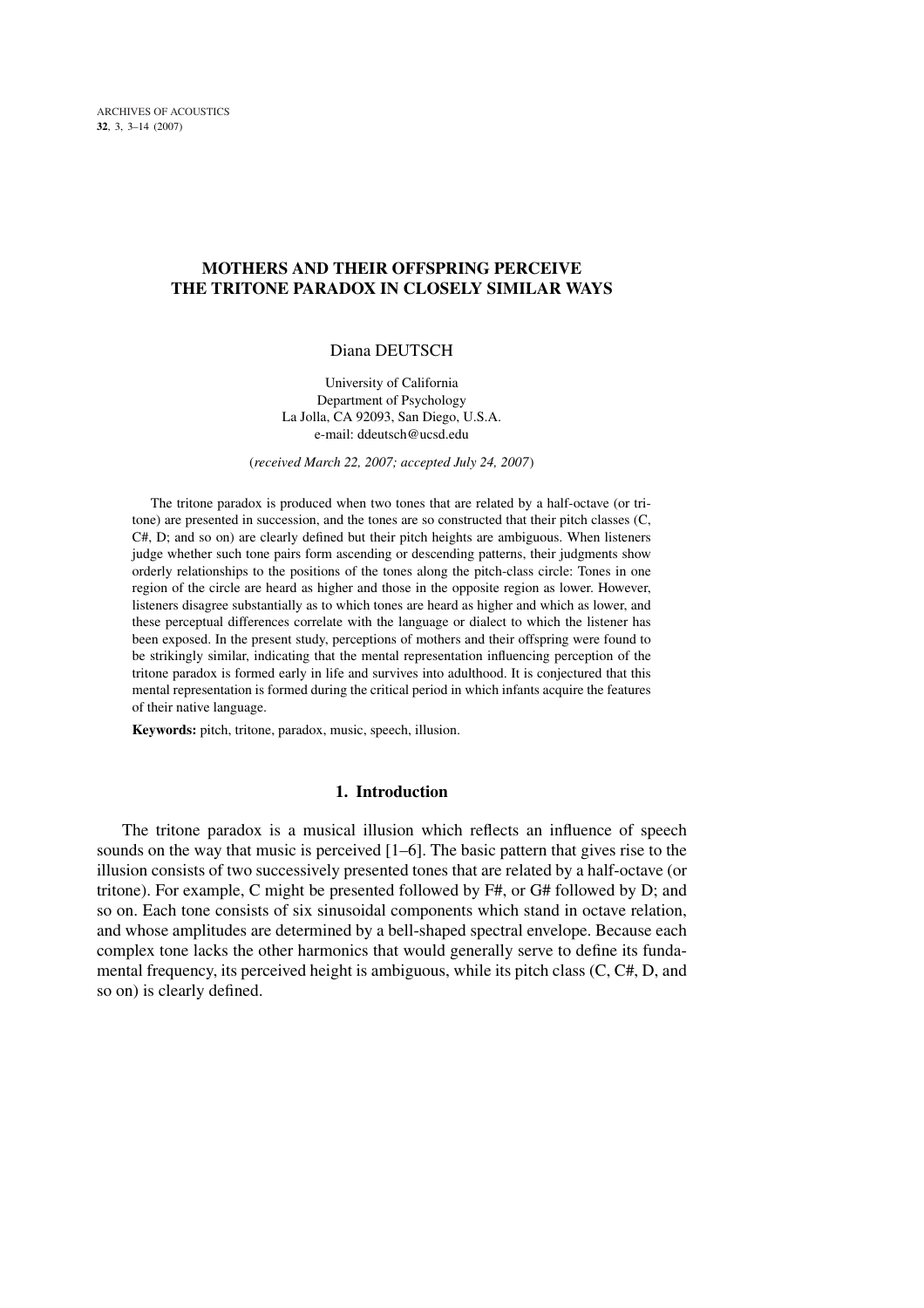# MOTHERS AND THEIR OFFSPRING PERCEIVE THE TRITONE PARADOX IN CLOSELY SIMILAR WAYS

Diana DEUTSCH

University of California
Department of Psychology
La Jolla, CA 92093, San Diego, U.S.A.
e-mail: ddeutsch@ucsd.edu

(*received March 22, 2007; accepted July 24, 2007*)

The tritone paradox is produced when two tones that are related by a half-octave (or tritone) are presented in succession, and the tones are so constructed that their pitch classes (C, C#, D; and so on) are clearly defined but their pitch heights are ambiguous. When listeners judge whether such tone pairs form ascending or descending patterns, their judgments show orderly relationships to the positions of the tones along the pitch-class circle: Tones in one region of the circle are heard as higher and those in the opposite region as lower. However, listeners disagree substantially as to which tones are heard as higher and which as lower, and these perceptual differences correlate with the language or dialect to which the listener has been exposed. In the present study, perceptions of mothers and their offspring were found to be strikingly similar, indicating that the mental representation influencing perception of the tritone paradox is formed early in life and survives into adulthood. It is conjectured that this mental representation is formed during the critical period in which infants acquire the features of their native language.

**Keywords:** pitch, tritone, paradox, music, speech, illusion.

## 1. Introduction

The tritone paradox is a musical illusion which reflects an influence of speech sounds on the way that music is perceived [1–6]. The basic pattern that gives rise to the illusion consists of two successively presented tones that are related by a half-octave (or tritone). For example, C might be presented followed by F#, or G# followed by D; and so on. Each tone consists of six sinusoidal components which stand in octave relation, and whose amplitudes are determined by a bell-shaped spectral envelope. Because each complex tone lacks the other harmonics that would generally serve to define its fundamental frequency, its perceived height is ambiguous, while its pitch class (C, C#, D, and so on) is clearly defined.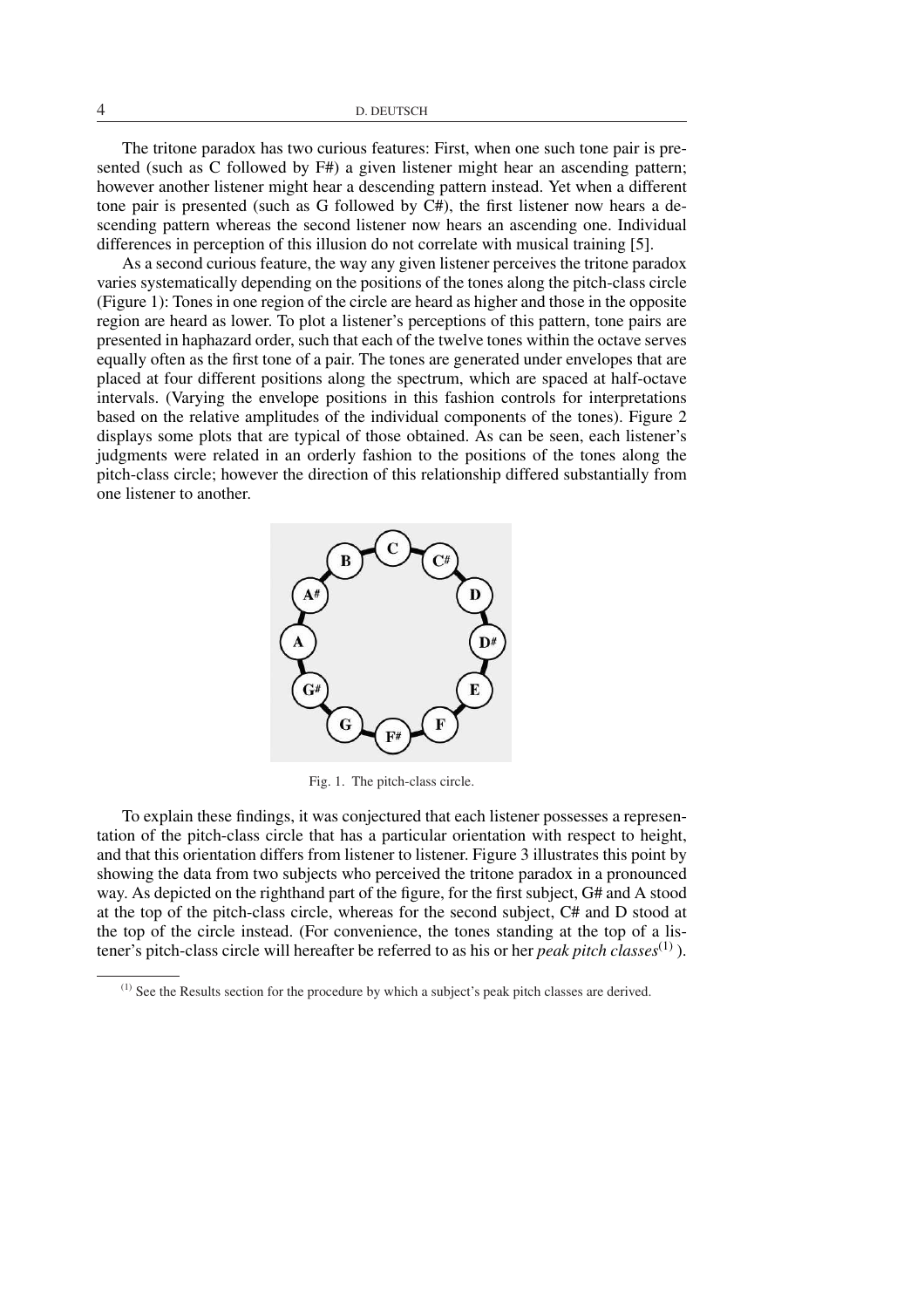The tritone paradox has two curious features: First, when one such tone pair is presented (such as C followed by F#) a given listener might hear an ascending pattern; however another listener might hear a descending pattern instead. Yet when a different tone pair is presented (such as G followed by C#), the first listener now hears a descending pattern whereas the second listener now hears an ascending one. Individual differences in perception of this illusion do not correlate with musical training [5].

As a second curious feature, the way any given listener perceives the tritone paradox varies systematically depending on the positions of the tones along the pitch-class circle (Figure 1): Tones in one region of the circle are heard as higher and those in the opposite region are heard as lower. To plot a listener's perceptions of this pattern, tone pairs are presented in haphazard order, such that each of the twelve tones within the octave serves equally often as the first tone of a pair. The tones are generated under envelopes that are placed at four different positions along the spectrum, which are spaced at half-octave intervals. (Varying the envelope positions in this fashion controls for interpretations based on the relative amplitudes of the individual components of the tones). Figure 2 displays some plots that are typical of those obtained. As can be seen, each listener's judgments were related in an orderly fashion to the positions of the tones along the pitch-class circle; however the direction of this relationship differed substantially from one listener to another.

Fig. 1. The pitch-class circle.

To explain these findings, it was conjectured that each listener possesses a representation of the pitch-class circle that has a particular orientation with respect to height, and that this orientation differs from listener to listener. Figure 3 illustrates this point by showing the data from two subjects who perceived the tritone paradox in a pronounced way. As depicted on the righthand part of the figure, for the first subject, G# and A stood at the top of the pitch-class circle, whereas for the second subject, C# and D stood at the top of the circle instead. (For convenience, the tones standing at the top of a listener's pitch-class circle will hereafter be referred to as his or her *peak pitch classes*[(1)]).

---

[(1)] See the Results section for the procedure by which a subject's peak pitch classes are derived.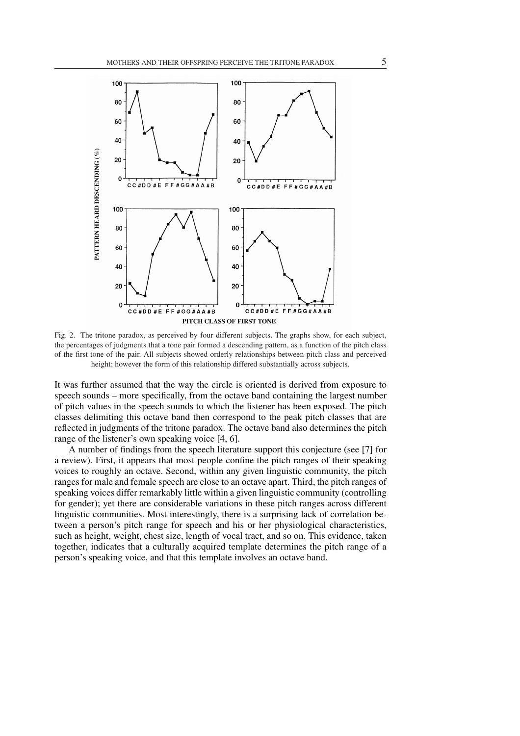Fig. 2. The tritone paradox, as perceived by four different subjects. The graphs show, for each subject, the percentages of judgments that a tone pair formed a descending pattern, as a function of the pitch class of the first tone of the pair. All subjects showed orderly relationships between pitch class and perceived height; however the form of this relationship differed substantially across subjects.

It was further assumed that the way the circle is oriented is derived from exposure to speech sounds – more specifically, from the octave band containing the largest number of pitch values in the speech sounds to which the listener has been exposed. The pitch classes delimiting this octave band then correspond to the peak pitch classes that are reflected in judgments of the tritone paradox. The octave band also determines the pitch range of the listener's own speaking voice [4, 6].

A number of findings from the speech literature support this conjecture (see [7] for a review). First, it appears that most people confine the pitch ranges of their speaking voices to roughly an octave. Second, within any given linguistic community, the pitch ranges for male and female speech are close to an octave apart. Third, the pitch ranges of speaking voices differ remarkably little within a given linguistic community (controlling for gender); yet there are considerable variations in these pitch ranges across different linguistic communities. Most interestingly, there is a surprising lack of correlation between a person's pitch range for speech and his or her physiological characteristics, such as height, weight, chest size, length of vocal tract, and so on. This evidence, taken together, indicates that a culturally acquired template determines the pitch range of a person's speaking voice, and that this template involves an octave band.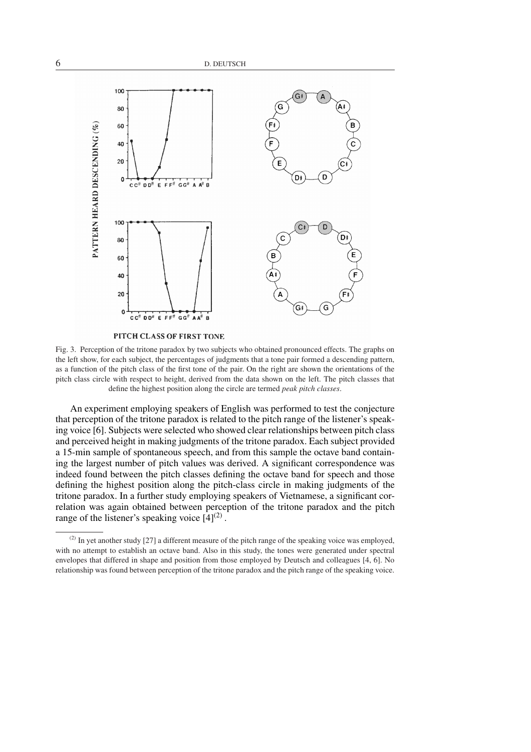Fig. 3. Perception of the tritone paradox by two subjects who obtained pronounced effects. The graphs on the left show, for each subject, the percentages of judgments that a tone pair formed a descending pattern, as a function of the pitch class of the first tone of the pair. On the right are shown the orientations of the pitch class circle with respect to height, derived from the data shown on the left. The pitch classes that define the highest position along the circle are termed *peak pitch classes*.

An experiment employing speakers of English was performed to test the conjecture that perception of the tritone paradox is related to the pitch range of the listener's speaking voice [6]. Subjects were selected who showed clear relationships between pitch class and perceived height in making judgments of the tritone paradox. Each subject provided a 15-min sample of spontaneous speech, and from this sample the octave band containing the largest number of pitch values was derived. A significant correspondence was indeed found between the pitch classes defining the octave band for speech and those defining the highest position along the pitch-class circle in making judgments of the tritone paradox. In a further study employing speakers of Vietnamese, a significant correlation was again obtained between perception of the tritone paradox and the pitch range of the listener's speaking voice [4][(2)].

---

(2) In yet another study [27] a different measure of the pitch range of the speaking voice was employed, with no attempt to establish an octave band. Also in this study, the tones were generated under spectral envelopes that differed in shape and position from those employed by Deutsch and colleagues [4, 6]. No relationship was found between perception of the tritone paradox and the pitch range of the speaking voice.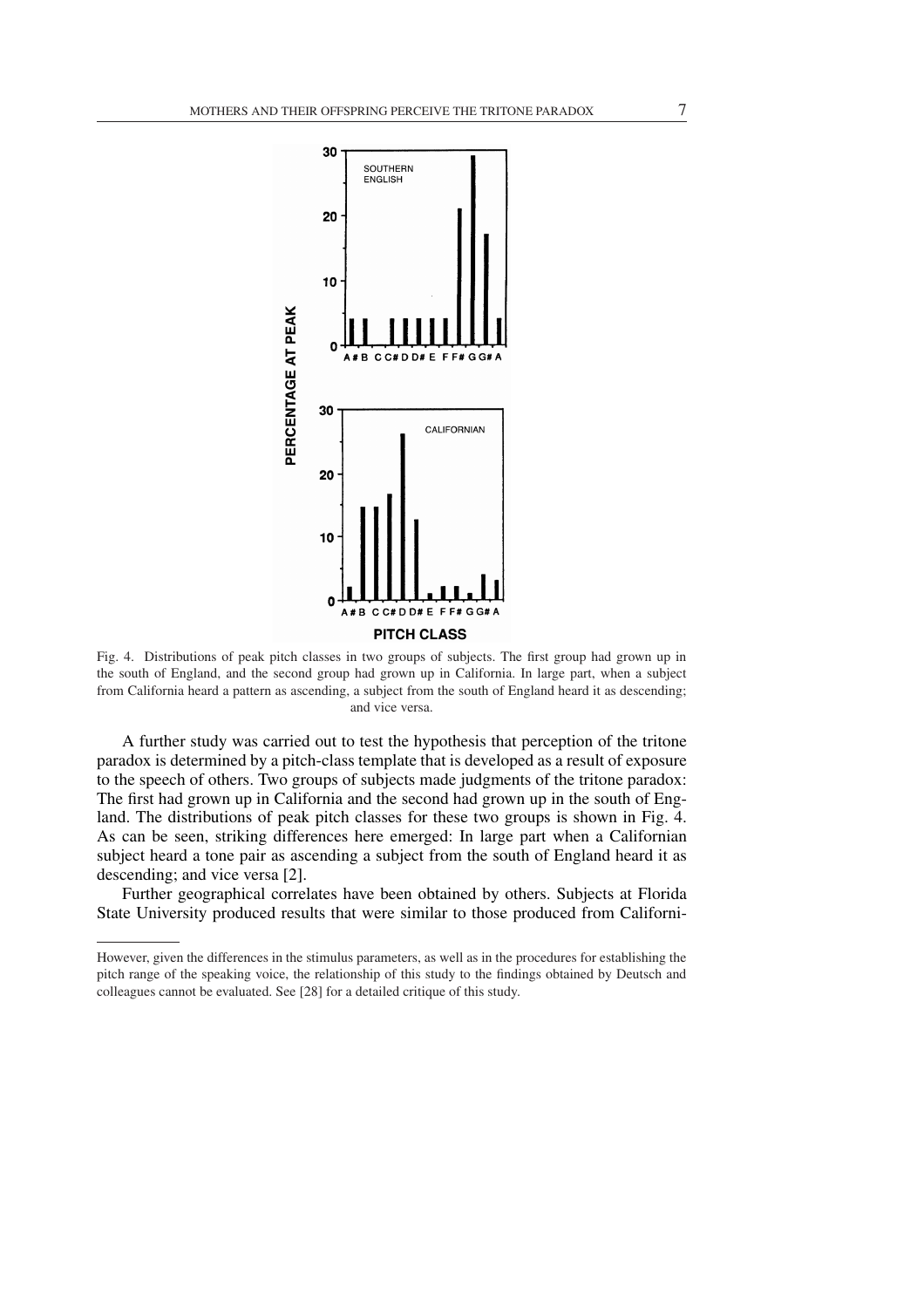Fig. 4. Distributions of peak pitch classes in two groups of subjects. The first group had grown up in the south of England, and the second group had grown up in California. In large part, when a subject from California heard a pattern as ascending, a subject from the south of England heard it as descending; and vice versa.

A further study was carried out to test the hypothesis that perception of the tritone paradox is determined by a pitch-class template that is developed as a result of exposure to the speech of others. Two groups of subjects made judgments of the tritone paradox: The first had grown up in California and the second had grown up in the south of England. The distributions of peak pitch classes for these two groups is shown in Fig. 4. As can be seen, striking differences here emerged: In large part when a Californian subject heard a tone pair as ascending a subject from the south of England heard it as descending; and vice versa [2].

Further geographical correlates have been obtained by others. Subjects at Florida State University produced results that were similar to those produced from Californi-

---

However, given the differences in the stimulus parameters, as well as in the procedures for establishing the pitch range of the speaking voice, the relationship of this study to the findings obtained by Deutsch and colleagues cannot be evaluated. See [28] for a detailed critique of this study.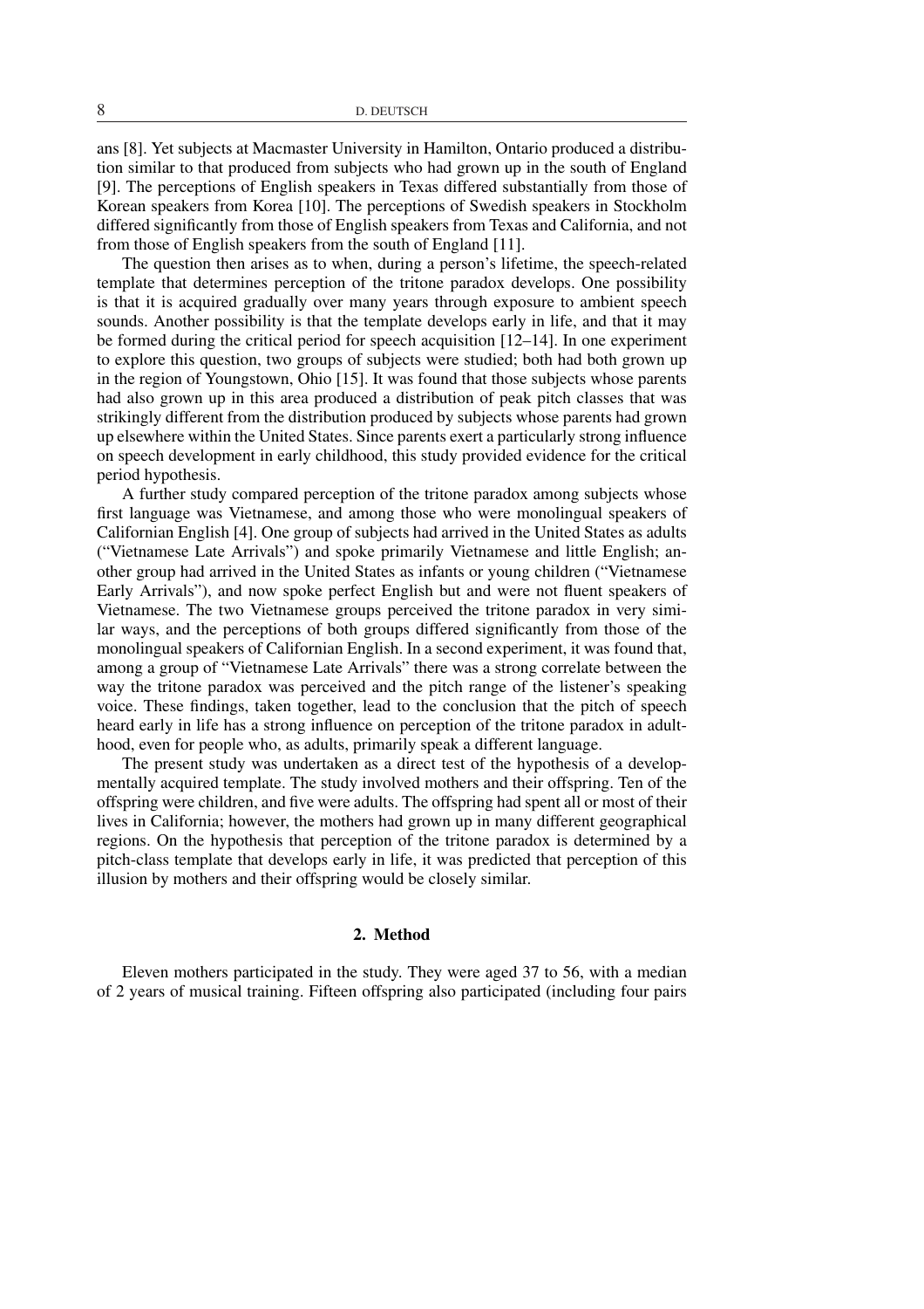ans [8]. Yet subjects at Macmaster University in Hamilton, Ontario produced a distribution similar to that produced from subjects who had grown up in the south of England [9]. The perceptions of English speakers in Texas differed substantially from those of Korean speakers from Korea [10]. The perceptions of Swedish speakers in Stockholm differed significantly from those of English speakers from Texas and California, and not from those of English speakers from the south of England [11].

The question then arises as to when, during a person's lifetime, the speech-related template that determines perception of the tritone paradox develops. One possibility is that it is acquired gradually over many years through exposure to ambient speech sounds. Another possibility is that the template develops early in life, and that it may be formed during the critical period for speech acquisition [12–14]. In one experiment to explore this question, two groups of subjects were studied; both had both grown up in the region of Youngstown, Ohio [15]. It was found that those subjects whose parents had also grown up in this area produced a distribution of peak pitch classes that was strikingly different from the distribution produced by subjects whose parents had grown up elsewhere within the United States. Since parents exert a particularly strong influence on speech development in early childhood, this study provided evidence for the critical period hypothesis.

A further study compared perception of the tritone paradox among subjects whose first language was Vietnamese, and among those who were monolingual speakers of Californian English [4]. One group of subjects had arrived in the United States as adults ("Vietnamese Late Arrivals") and spoke primarily Vietnamese and little English; another group had arrived in the United States as infants or young children ("Vietnamese Early Arrivals"), and now spoke perfect English but and were not fluent speakers of Vietnamese. The two Vietnamese groups perceived the tritone paradox in very similar ways, and the perceptions of both groups differed significantly from those of the monolingual speakers of Californian English. In a second experiment, it was found that, among a group of "Vietnamese Late Arrivals" there was a strong correlate between the way the tritone paradox was perceived and the pitch range of the listener's speaking voice. These findings, taken together, lead to the conclusion that the pitch of speech heard early in life has a strong influence on perception of the tritone paradox in adulthood, even for people who, as adults, primarily speak a different language.

The present study was undertaken as a direct test of the hypothesis of a developmentally acquired template. The study involved mothers and their offspring. Ten of the offspring were children, and five were adults. The offspring had spent all or most of their lives in California; however, the mothers had grown up in many different geographical regions. On the hypothesis that perception of the tritone paradox is determined by a pitch-class template that develops early in life, it was predicted that perception of this illusion by mothers and their offspring would be closely similar.

## 2. Method

Eleven mothers participated in the study. They were aged 37 to 56, with a median of 2 years of musical training. Fifteen offspring also participated (including four pairs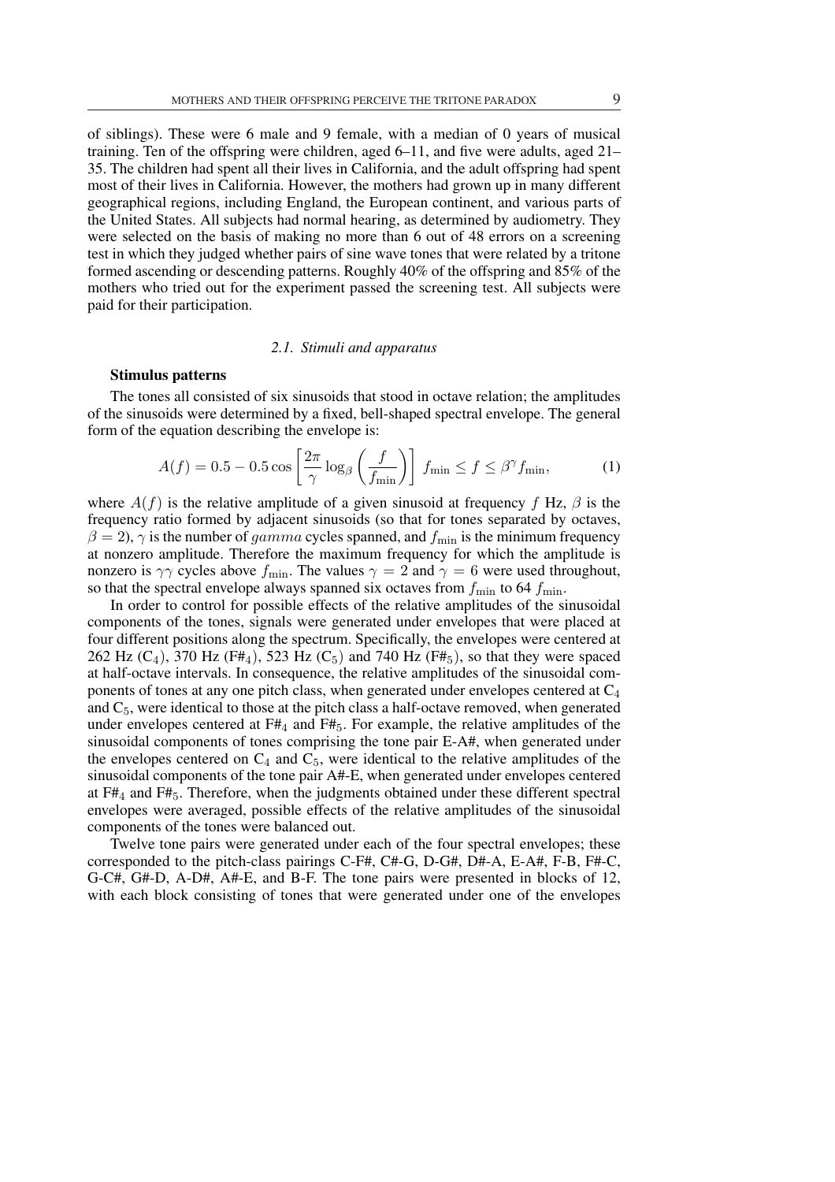of siblings). These were 6 male and 9 female, with a median of 0 years of musical training. Ten of the offspring were children, aged 6–11, and five were adults, aged 21–35. The children had spent all their lives in California, and the adult offspring had spent most of their lives in California. However, the mothers had grown up in many different geographical regions, including England, the European continent, and various parts of the United States. All subjects had normal hearing, as determined by audiometry. They were selected on the basis of making no more than 6 out of 48 errors on a screening test in which they judged whether pairs of sine wave tones that were related by a tritone formed ascending or descending patterns. Roughly 40% of the offspring and 85% of the mothers who tried out for the experiment passed the screening test. All subjects were paid for their participation.

### *2.1. Stimuli and apparatus*

**Stimulus patterns**

The tones all consisted of six sinusoids that stood in octave relation; the amplitudes of the sinusoids were determined by a fixed, bell-shaped spectral envelope. The general form of the equation describing the envelope is:

$$A(f) = 0.5 - 0.5\cos\left[\frac{2\pi}{\gamma}\log_{\beta}\left(\frac{f}{f_{\min}}\right)\right] \; f_{\min} \leq f \leq \beta^{\gamma} f_{\min}, \tag{1}$$

where $A(f)$ is the relative amplitude of a given sinusoid at frequency $f$ Hz, $\beta$ is the frequency ratio formed by adjacent sinusoids (so that for tones separated by octaves, $\beta = 2$), $\gamma$ is the number of $gamma$ cycles spanned, and $f_{\min}$ is the minimum frequency at nonzero amplitude. Therefore the maximum frequency for which the amplitude is nonzero is $\gamma\gamma$ cycles above $f_{\min}$. The values $\gamma = 2$ and $\gamma = 6$ were used throughout, so that the spectral envelope always spanned six octaves from $f_{\min}$ to 64 $f_{\min}$.

In order to control for possible effects of the relative amplitudes of the sinusoidal components of the tones, signals were generated under envelopes that were placed at four different positions along the spectrum. Specifically, the envelopes were centered at 262 Hz ($C_4$), 370 Hz ($F\#_4$), 523 Hz ($C_5$) and 740 Hz ($F\#_5$), so that they were spaced at half-octave intervals. In consequence, the relative amplitudes of the sinusoidal components of tones at any one pitch class, when generated under envelopes centered at $C_4$ and $C_5$, were identical to those at the pitch class a half-octave removed, when generated under envelopes centered at $F\#_4$ and $F\#_5$. For example, the relative amplitudes of the sinusoidal components of tones comprising the tone pair E-A#, when generated under the envelopes centered on $C_4$ and $C_5$, were identical to the relative amplitudes of the sinusoidal components of the tone pair A#-E, when generated under envelopes centered at $F\#_4$ and $F\#_5$. Therefore, when the judgments obtained under these different spectral envelopes were averaged, possible effects of the relative amplitudes of the sinusoidal components of the tones were balanced out.

Twelve tone pairs were generated under each of the four spectral envelopes; these corresponded to the pitch-class pairings C-F#, C#-G, D-G#, D#-A, E-A#, F-B, F#-C, G-C#, G#-D, A-D#, A#-E, and B-F. The tone pairs were presented in blocks of 12, with each block consisting of tones that were generated under one of the envelopes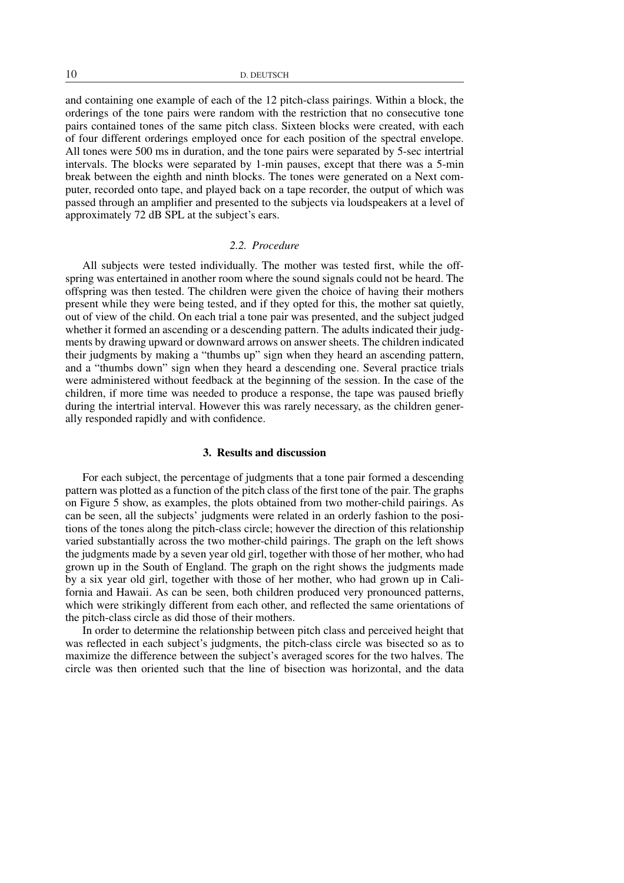and containing one example of each of the 12 pitch-class pairings. Within a block, the orderings of the tone pairs were random with the restriction that no consecutive tone pairs contained tones of the same pitch class. Sixteen blocks were created, with each of four different orderings employed once for each position of the spectral envelope. All tones were 500 ms in duration, and the tone pairs were separated by 5-sec intertrial intervals. The blocks were separated by 1-min pauses, except that there was a 5-min break between the eighth and ninth blocks. The tones were generated on a Next computer, recorded onto tape, and played back on a tape recorder, the output of which was passed through an amplifier and presented to the subjects via loudspeakers at a level of approximately 72 dB SPL at the subject's ears.

### *2.2. Procedure*

All subjects were tested individually. The mother was tested first, while the offspring was entertained in another room where the sound signals could not be heard. The offspring was then tested. The children were given the choice of having their mothers present while they were being tested, and if they opted for this, the mother sat quietly, out of view of the child. On each trial a tone pair was presented, and the subject judged whether it formed an ascending or a descending pattern. The adults indicated their judgments by drawing upward or downward arrows on answer sheets. The children indicated their judgments by making a "thumbs up" sign when they heard an ascending pattern, and a "thumbs down" sign when they heard a descending one. Several practice trials were administered without feedback at the beginning of the session. In the case of the children, if more time was needed to produce a response, the tape was paused briefly during the intertrial interval. However this was rarely necessary, as the children generally responded rapidly and with confidence.

## **3. Results and discussion**

For each subject, the percentage of judgments that a tone pair formed a descending pattern was plotted as a function of the pitch class of the first tone of the pair. The graphs on Figure 5 show, as examples, the plots obtained from two mother-child pairings. As can be seen, all the subjects' judgments were related in an orderly fashion to the positions of the tones along the pitch-class circle; however the direction of this relationship varied substantially across the two mother-child pairings. The graph on the left shows the judgments made by a seven year old girl, together with those of her mother, who had grown up in the South of England. The graph on the right shows the judgments made by a six year old girl, together with those of her mother, who had grown up in California and Hawaii. As can be seen, both children produced very pronounced patterns, which were strikingly different from each other, and reflected the same orientations of the pitch-class circle as did those of their mothers.

In order to determine the relationship between pitch class and perceived height that was reflected in each subject's judgments, the pitch-class circle was bisected so as to maximize the difference between the subject's averaged scores for the two halves. The circle was then oriented such that the line of bisection was horizontal, and the data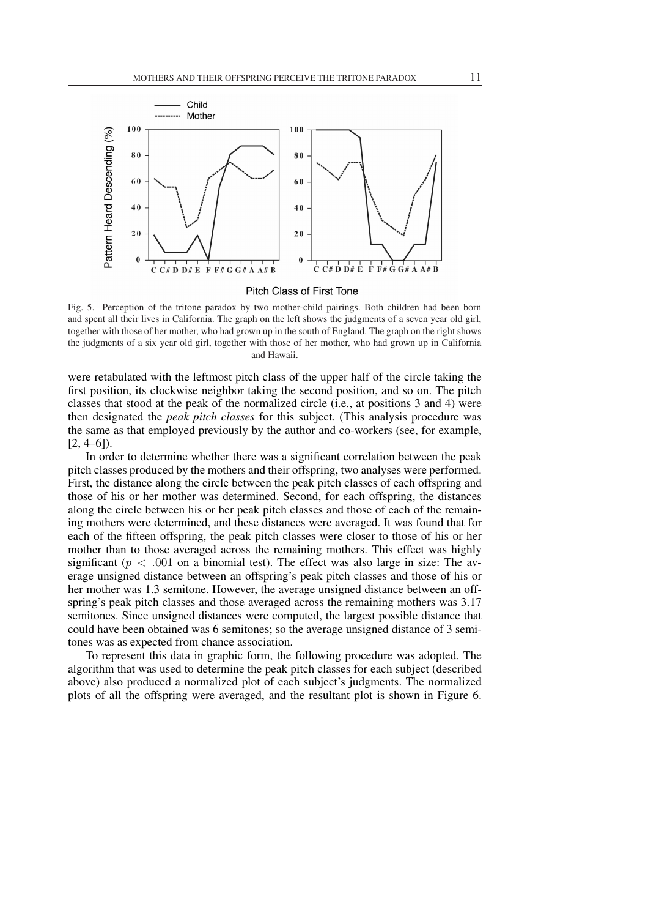Fig. 5. Perception of the tritone paradox by two mother-child pairings. Both children had been born and spent all their lives in California. The graph on the left shows the judgments of a seven year old girl, together with those of her mother, who had grown up in the south of England. The graph on the right shows the judgments of a six year old girl, together with those of her mother, who had grown up in California and Hawaii.

were retabulated with the leftmost pitch class of the upper half of the circle taking the first position, its clockwise neighbor taking the second position, and so on. The pitch classes that stood at the peak of the normalized circle (i.e., at positions 3 and 4) were then designated the *peak pitch classes* for this subject. (This analysis procedure was the same as that employed previously by the author and co-workers (see, for example, [2, 4–6]).

In order to determine whether there was a significant correlation between the peak pitch classes produced by the mothers and their offspring, two analyses were performed. First, the distance along the circle between the peak pitch classes of each offspring and those of his or her mother was determined. Second, for each offspring, the distances along the circle between his or her peak pitch classes and those of each of the remaining mothers were determined, and these distances were averaged. It was found that for each of the fifteen offspring, the peak pitch classes were closer to those of his or her mother than to those averaged across the remaining mothers. This effect was highly significant ($p < .001$ on a binomial test). The effect was also large in size: The average unsigned distance between an offspring's peak pitch classes and those of his or her mother was 1.3 semitone. However, the average unsigned distance between an offspring's peak pitch classes and those averaged across the remaining mothers was 3.17 semitones. Since unsigned distances were computed, the largest possible distance that could have been obtained was 6 semitones; so the average unsigned distance of 3 semitones was as expected from chance association.

To represent this data in graphic form, the following procedure was adopted. The algorithm that was used to determine the peak pitch classes for each subject (described above) also produced a normalized plot of each subject's judgments. The normalized plots of all the offspring were averaged, and the resultant plot is shown in Figure 6.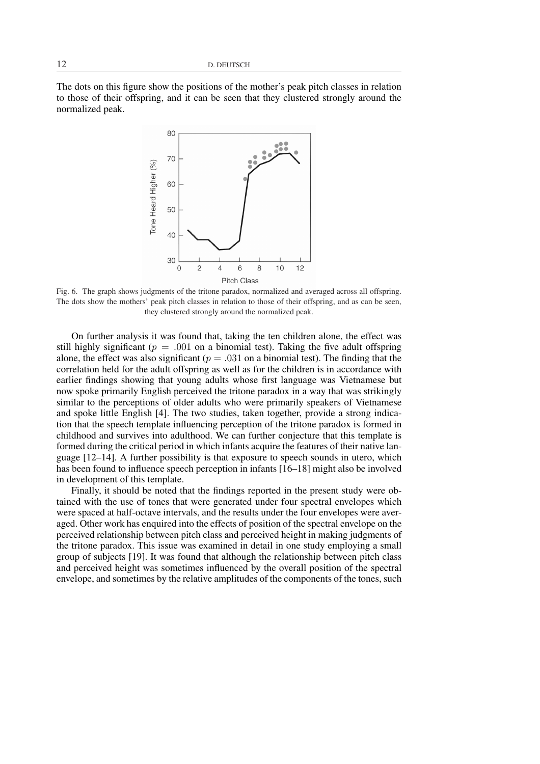The dots on this figure show the positions of the mother's peak pitch classes in relation to those of their offspring, and it can be seen that they clustered strongly around the normalized peak.

Fig. 6. The graph shows judgments of the tritone paradox, normalized and averaged across all offspring. The dots show the mothers' peak pitch classes in relation to those of their offspring, and as can be seen, they clustered strongly around the normalized peak.

On further analysis it was found that, taking the ten children alone, the effect was still highly significant ($p = .001$ on a binomial test). Taking the five adult offspring alone, the effect was also significant ($p = .031$ on a binomial test). The finding that the correlation held for the adult offspring as well as for the children is in accordance with earlier findings showing that young adults whose first language was Vietnamese but now spoke primarily English perceived the tritone paradox in a way that was strikingly similar to the perceptions of older adults who were primarily speakers of Vietnamese and spoke little English [4]. The two studies, taken together, provide a strong indication that the speech template influencing perception of the tritone paradox is formed in childhood and survives into adulthood. We can further conjecture that this template is formed during the critical period in which infants acquire the features of their native language [12–14]. A further possibility is that exposure to speech sounds in utero, which has been found to influence speech perception in infants [16–18] might also be involved in development of this template.

Finally, it should be noted that the findings reported in the present study were obtained with the use of tones that were generated under four spectral envelopes which were spaced at half-octave intervals, and the results under the four envelopes were averaged. Other work has enquired into the effects of position of the spectral envelope on the perceived relationship between pitch class and perceived height in making judgments of the tritone paradox. This issue was examined in detail in one study employing a small group of subjects [19]. It was found that although the relationship between pitch class and perceived height was sometimes influenced by the overall position of the spectral envelope, and sometimes by the relative amplitudes of the components of the tones, such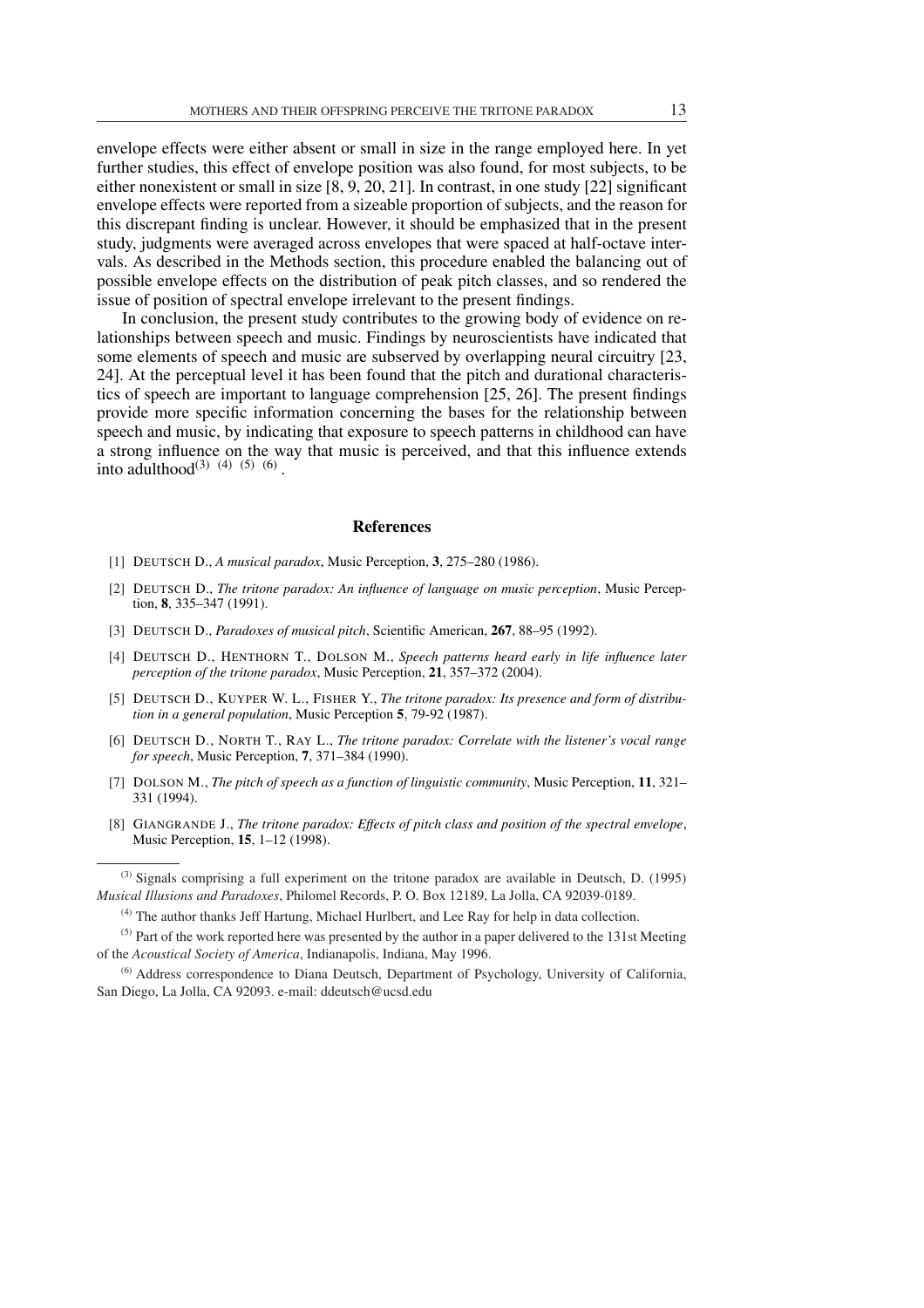envelope effects were either absent or small in size in the range employed here. In yet further studies, this effect of envelope position was also found, for most subjects, to be either nonexistent or small in size [8, 9, 20, 21]. In contrast, in one study [22] significant envelope effects were reported from a sizeable proportion of subjects, and the reason for this discrepant finding is unclear. However, it should be emphasized that in the present study, judgments were averaged across envelopes that were spaced at half-octave intervals. As described in the Methods section, this procedure enabled the balancing out of possible envelope effects on the distribution of peak pitch classes, and so rendered the issue of position of spectral envelope irrelevant to the present findings.

In conclusion, the present study contributes to the growing body of evidence on relationships between speech and music. Findings by neuroscientists have indicated that some elements of speech and music are subserved by overlapping neural circuitry [23, 24]. At the perceptual level it has been found that the pitch and durational characteristics of speech are important to language comprehension [25, 26]. The present findings provide more specific information concerning the bases for the relationship between speech and music, by indicating that exposure to speech patterns in childhood can have a strong influence on the way that music is perceived, and that this influence extends into adulthood(3) (4) (5) (6).

## References

[1] DEUTSCH D., *A musical paradox*, Music Perception, **3**, 275–280 (1986).

[2] DEUTSCH D., *The tritone paradox: An influence of language on music perception*, Music Perception, **8**, 335–347 (1991).

[3] DEUTSCH D., *Paradoxes of musical pitch*, Scientific American, **267**, 88–95 (1992).

[4] DEUTSCH D., HENTHORN T., DOLSON M., *Speech patterns heard early in life influence later perception of the tritone paradox*, Music Perception, **21**, 357–372 (2004).

[5] DEUTSCH D., KUYPER W. L., FISHER Y., *The tritone paradox: Its presence and form of distribution in a general population*, Music Perception **5**, 79-92 (1987).

[6] DEUTSCH D., NORTH T., RAY L., *The tritone paradox: Correlate with the listener's vocal range for speech*, Music Perception, **7**, 371–384 (1990).

[7] DOLSON M., *The pitch of speech as a function of linguistic community*, Music Perception, **11**, 321–331 (1994).

[8] GIANGRANDE J., *The tritone paradox: Effects of pitch class and position of the spectral envelope*, Music Perception, **15**, 1–12 (1998).

---

(3) Signals comprising a full experiment on the tritone paradox are available in Deutsch, D. (1995) *Musical Illusions and Paradoxes*, Philomel Records, P. O. Box 12189, La Jolla, CA 92039-0189.

(4) The author thanks Jeff Hartung, Michael Hurlbert, and Lee Ray for help in data collection.

(5) Part of the work reported here was presented by the author in a paper delivered to the 131st Meeting of the *Acoustical Society of America*, Indianapolis, Indiana, May 1996.

(6) Address correspondence to Diana Deutsch, Department of Psychology, University of California, San Diego, La Jolla, CA 92093. e-mail: ddeutsch@ucsd.edu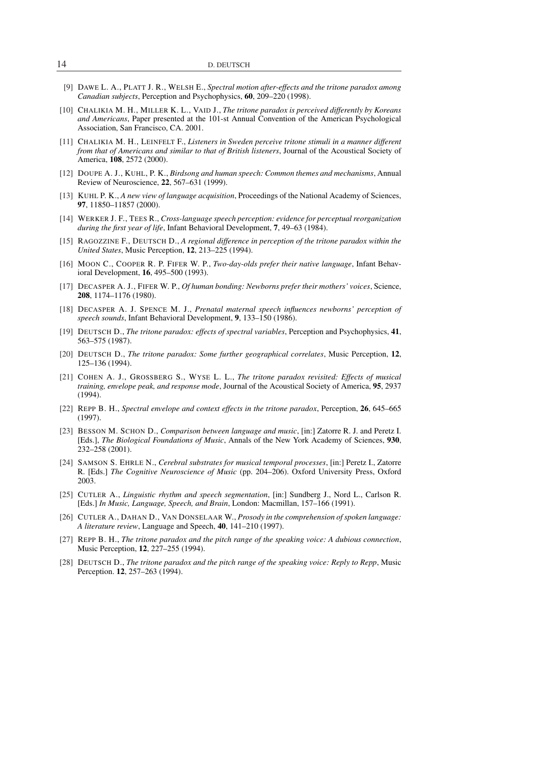[9] DAWE L. A., PLATT J. R., WELSH E., *Spectral motion after-effects and the tritone paradox among Canadian subjects*, Perception and Psychophysics, **60**, 209–220 (1998).

[10] CHALIKIA M. H., MILLER K. L., VAID J., *The tritone paradox is perceived differently by Koreans and Americans*, Paper presented at the 101-st Annual Convention of the American Psychological Association, San Francisco, CA. 2001.

[11] CHALIKIA M. H., LEINFELT F., *Listeners in Sweden perceive tritone stimuli in a manner different from that of Americans and similar to that of British listeners*, Journal of the Acoustical Society of America, **108**, 2572 (2000).

[12] DOUPE A. J., KUHL, P. K., *Birdsong and human speech: Common themes and mechanisms*, Annual Review of Neuroscience, **22**, 567–631 (1999).

[13] KUHL P. K., *A new view of language acquisition*, Proceedings of the National Academy of Sciences, **97**, 11850–11857 (2000).

[14] WERKER J. F., TEES R., *Cross-language speech perception: evidence for perceptual reorganization during the first year of life*, Infant Behavioral Development, **7**, 49–63 (1984).

[15] RAGOZZINE F., DEUTSCH D., *A regional difference in perception of the tritone paradox within the United States*, Music Perception, **12**, 213–225 (1994).

[16] MOON C., COOPER R. P. FIFER W. P., *Two-day-olds prefer their native language*, Infant Behavioral Development, **16**, 495–500 (1993).

[17] DECASPER A. J., FIFER W. P., *Of human bonding: Newborns prefer their mothers' voices*, Science, **208**, 1174–1176 (1980).

[18] DECASPER A. J. SPENCE M. J., *Prenatal maternal speech influences newborns' perception of speech sounds*, Infant Behavioral Development, **9**, 133–150 (1986).

[19] DEUTSCH D., *The tritone paradox: effects of spectral variables*, Perception and Psychophysics, **41**, 563–575 (1987).

[20] DEUTSCH D., *The tritone paradox: Some further geographical correlates*, Music Perception, **12**, 125–136 (1994).

[21] COHEN A. J., GROSSBERG S., WYSE L. L., *The tritone paradox revisited: Effects of musical training, envelope peak, and response mode*, Journal of the Acoustical Society of America, **95**, 2937 (1994).

[22] REPP B. H., *Spectral envelope and context effects in the tritone paradox*, Perception, **26**, 645–665 (1997).

[23] BESSON M. SCHON D., *Comparison between language and music*, [in:] Zatorre R. J. and Peretz I. [Eds.], *The Biological Foundations of Music*, Annals of the New York Academy of Sciences, **930**, 232–258 (2001).

[24] SAMSON S. EHRLE N., *Cerebral substrates for musical temporal processes*, [in:] Peretz I., Zatorre R. [Eds.] *The Cognitive Neuroscience of Music* (pp. 204–206). Oxford University Press, Oxford 2003.

[25] CUTLER A., *Linguistic rhythm and speech segmentation*, [in:] Sundberg J., Nord L., Carlson R. [Eds.] *In Music, Language, Speech, and Brain*, London: Macmillan, 157–166 (1991).

[26] CUTLER A., DAHAN D., VAN DONSELAAR W., *Prosody in the comprehension of spoken language: A literature review*, Language and Speech, **40**, 141–210 (1997).

[27] REPP B. H., *The tritone paradox and the pitch range of the speaking voice: A dubious connection*, Music Perception, **12**, 227–255 (1994).

[28] DEUTSCH D., *The tritone paradox and the pitch range of the speaking voice: Reply to Repp*, Music Perception. **12**, 257–263 (1994).